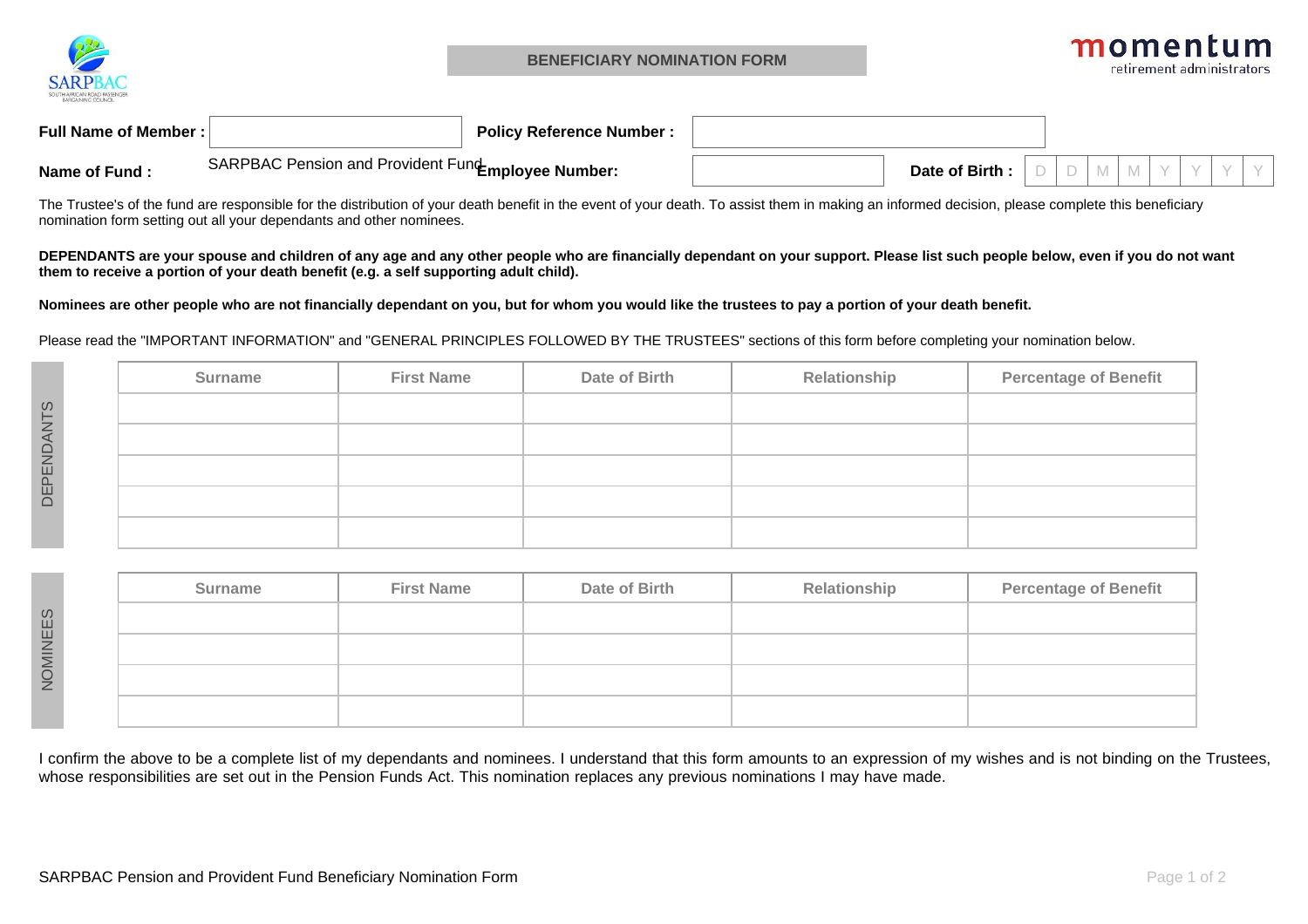# BENEFICIARY NOMINATION FORM

**Full Name of Member :** 

**Policy Reference Number :** 

**Name of Fund :** SARPBAC Pension and Provident Fund

**Employee Number:** 

**Date of Birth :** D D M M Y Y Y Y

The Trustee's of the fund are responsible for the distribution of your death benefit in the event of your death. To assist them in making an informed decision, please complete this beneficiary nomination form setting out all your dependants and other nominees.

**DEPENDANTS are your spouse and children of any age and any other people who are financially dependant on your support. Please list such people below, even if you do not want them to receive a portion of your death benefit (e.g. a self supporting adult child).**

**Nominees are other people who are not financially dependant on you, but for whom you would like the trustees to pay a portion of your death benefit.**

Please read the "IMPORTANT INFORMATION" and "GENERAL PRINCIPLES FOLLOWED BY THE TRUSTEES" sections of this form before completing your nomination below.

## DEPENDANTS

| Surname | First Name | Date of Birth | Relationship | Percentage of Benefit |
|---|---|---|---|---|
| | | | | |
| | | | | |
| | | | | |
| | | | | |
| | | | | |

## NOMINEES

| Surname | First Name | Date of Birth | Relationship | Percentage of Benefit |
|---|---|---|---|---|
| | | | | |
| | | | | |
| | | | | |
| | | | | |

I confirm the above to be a complete list of my dependants and nominees. I understand that this form amounts to an expression of my wishes and is not binding on the Trustees, whose responsibilities are set out in the Pension Funds Act. This nomination replaces any previous nominations I may have made.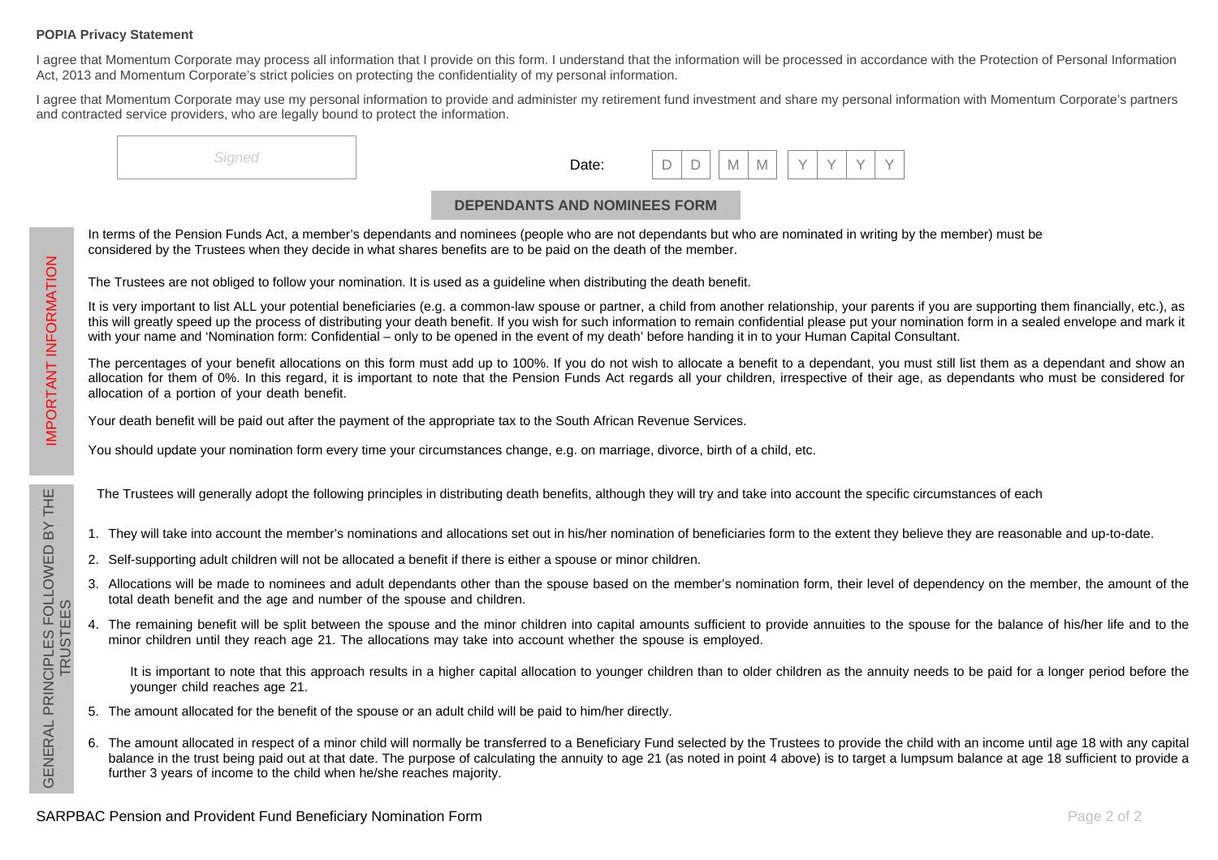**POPIA Privacy Statement**

I agree that Momentum Corporate may process all information that I provide on this form. I understand that the information will be processed in accordance with the Protection of Personal Information Act, 2013 and Momentum Corporate's strict policies on protecting the confidentiality of my personal information.

I agree that Momentum Corporate may use my personal information to provide and administer my retirement fund investment and share my personal information with Momentum Corporate's partners and contracted service providers, who are legally bound to protect the information.

| Signed | Date: | D | D | M | M | Y | Y | Y | Y |
|---|---|---|---|---|---|---|---|---|---|

## DEPENDANTS AND NOMINEES FORM

### IMPORTANT INFORMATION

In terms of the Pension Funds Act, a member's dependants and nominees (people who are not dependants but who are nominated in writing by the member) must be considered by the Trustees when they decide in what shares benefits are to be paid on the death of the member.

The Trustees are not obliged to follow your nomination. It is used as a guideline when distributing the death benefit.

It is very important to list ALL your potential beneficiaries (e.g. a common-law spouse or partner, a child from another relationship, your parents if you are supporting them financially, etc.), as this will greatly speed up the process of distributing your death benefit. If you wish for such information to remain confidential please put your nomination form in a sealed envelope and mark it with your name and 'Nomination form: Confidential – only to be opened in the event of my death' before handing it in to your Human Capital Consultant.

The percentages of your benefit allocations on this form must add up to 100%. If you do not wish to allocate a benefit to a dependant, you must still list them as a dependant and show an allocation for them of 0%. In this regard, it is important to note that the Pension Funds Act regards all your children, irrespective of their age, as dependants who must be considered for allocation of a portion of your death benefit.

Your death benefit will be paid out after the payment of the appropriate tax to the South African Revenue Services.

You should update your nomination form every time your circumstances change, e.g. on marriage, divorce, birth of a child, etc.

### GENERAL PRINCIPLES FOLLOWED BY THE TRUSTEES

The Trustees will generally adopt the following principles in distributing death benefits, although they will try and take into account the specific circumstances of each

1. They will take into account the member's nominations and allocations set out in his/her nomination of beneficiaries form to the extent they believe they are reasonable and up-to-date.
2. Self-supporting adult children will not be allocated a benefit if there is either a spouse or minor children.
3. Allocations will be made to nominees and adult dependants other than the spouse based on the member's nomination form, their level of dependency on the member, the amount of the total death benefit and the age and number of the spouse and children.
4. The remaining benefit will be split between the spouse and the minor children into capital amounts sufficient to provide annuities to the spouse for the balance of his/her life and to the minor children until they reach age 21. The allocations may take into account whether the spouse is employed.

   It is important to note that this approach results in a higher capital allocation to younger children than to older children as the annuity needs to be paid for a longer period before the younger child reaches age 21.
5. The amount allocated for the benefit of the spouse or an adult child will be paid to him/her directly.
6. The amount allocated in respect of a minor child will normally be transferred to a Beneficiary Fund selected by the Trustees to provide the child with an income until age 18 with any capital balance in the trust being paid out at that date. The purpose of calculating the annuity to age 21 (as noted in point 4 above) is to target a lumpsum balance at age 18 sufficient to provide a further 3 years of income to the child when he/she reaches majority.

SARPBAC Pension and Provident Fund Beneficiary Nomination Form